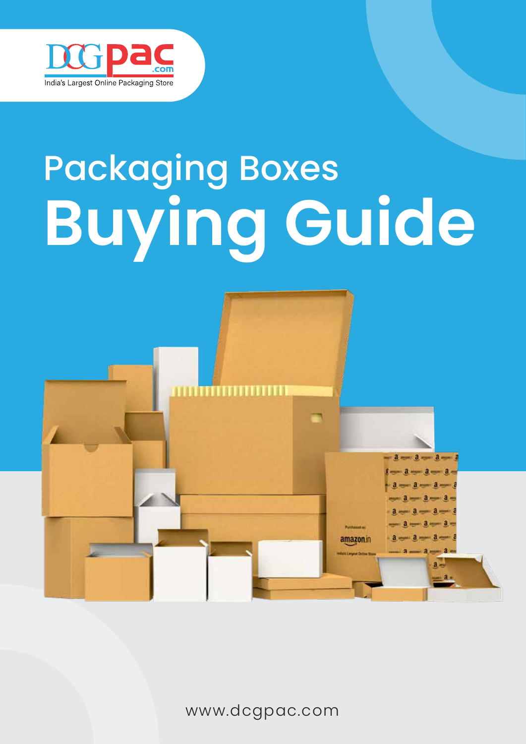DCGpac.com

India's Largest Online Packaging Store

# Packaging Boxes Buying Guide

www.dcgpac.com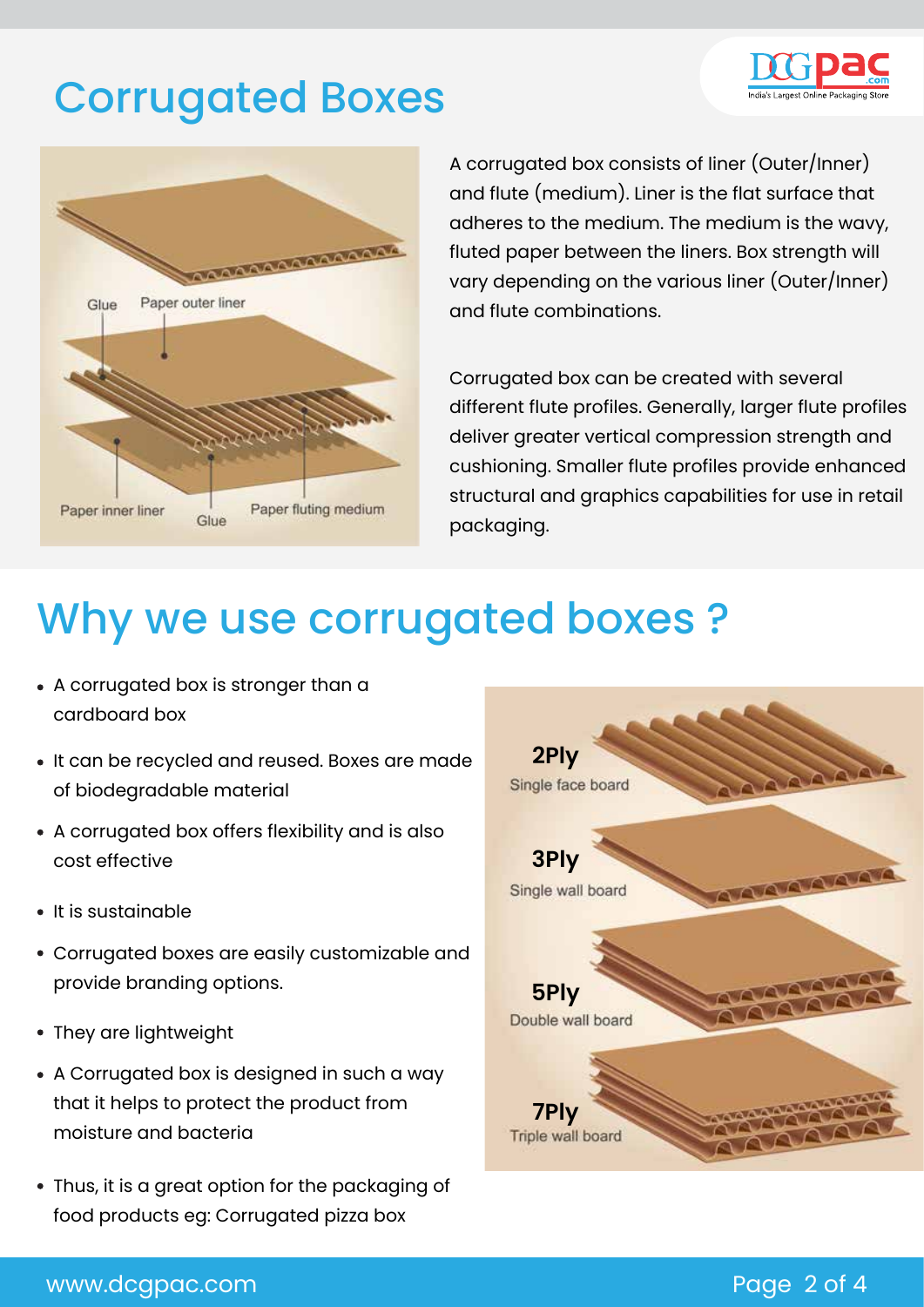# Corrugated Boxes

A corrugated box consists of liner (Outer/Inner) and flute (medium). Liner is the flat surface that adheres to the medium. The medium is the wavy, fluted paper between the liners. Box strength will vary depending on the various liner (Outer/Inner) and flute combinations.

Corrugated box can be created with several different flute profiles. Generally, larger flute profiles deliver greater vertical compression strength and cushioning. Smaller flute profiles provide enhanced structural and graphics capabilities for use in retail packaging.

# Why we use corrugated boxes ?

- A corrugated box is stronger than a cardboard box
- It can be recycled and reused. Boxes are made of biodegradable material
- A corrugated box offers flexibility and is also cost effective
- It is sustainable
- Corrugated boxes are easily customizable and provide branding options.
- They are lightweight
- A Corrugated box is designed in such a way that it helps to protect the product from moisture and bacteria
- Thus, it is a great option for the packaging of food products eg: Corrugated pizza box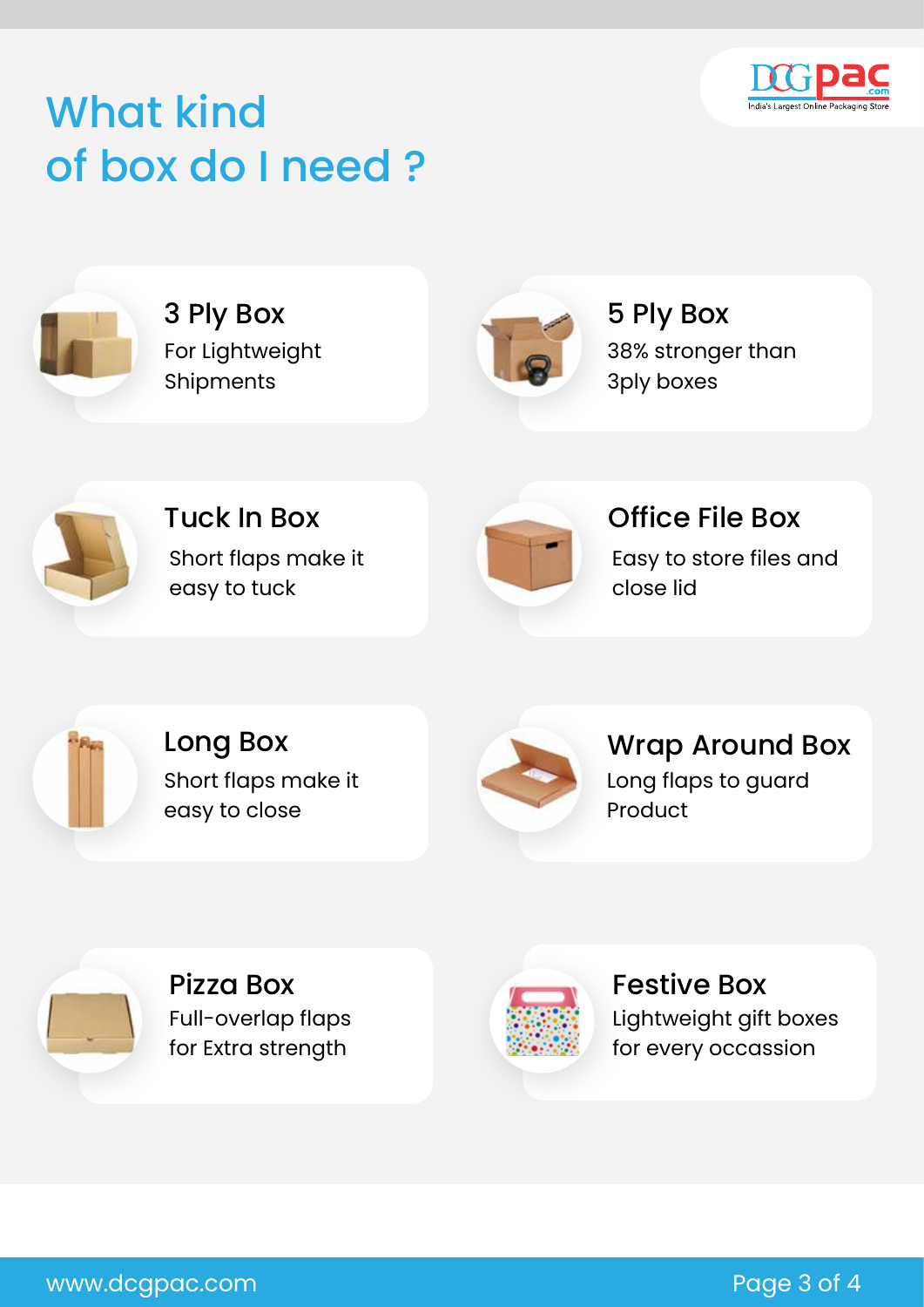# What kind of box do I need ?

### 3 Ply Box

For Lightweight Shipments

### 5 Ply Box

38% stronger than 3ply boxes

### Tuck In Box

Short flaps make it easy to tuck

### Office File Box

Easy to store files and close lid

### Long Box

Short flaps make it easy to close

### Wrap Around Box

Long flaps to guard Product

### Pizza Box

Full-overlap flaps for Extra strength

### Festive Box

Lightweight gift boxes for every occassion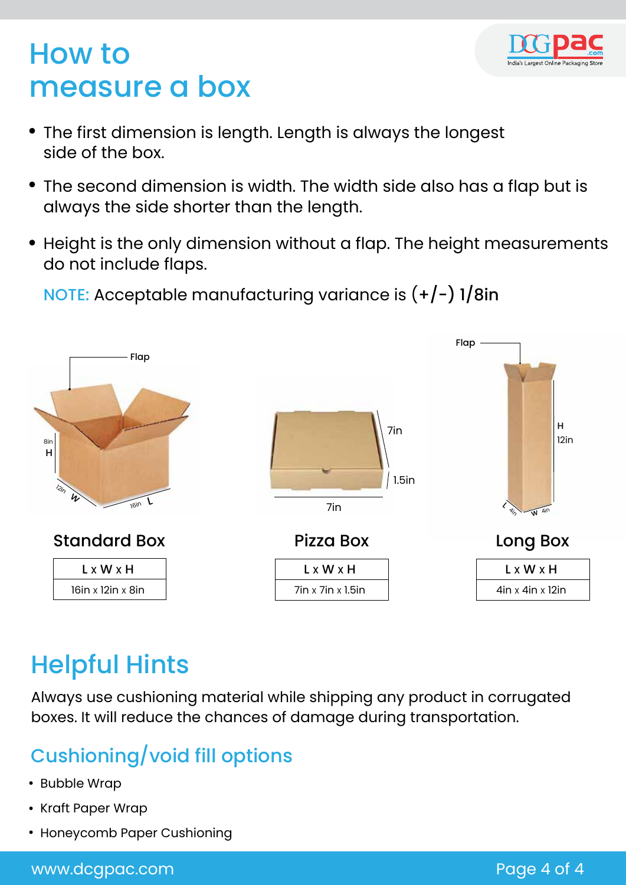# How to measure a box

- The first dimension is length. Length is always the longest side of the box.
- The second dimension is width. The width side also has a flap but is always the side shorter than the length.
- Height is the only dimension without a flap. The height measurements do not include flaps.

NOTE: Acceptable manufacturing variance is (+/-) 1/8in

Flap
8in
H
12in W
16in L

7in
1.5in
7in

Flap
H
12in
L 4in
W 4in

### Standard Box

| L x W x H |
|---|
| 16in x 12in x 8in |

### Pizza Box

| L x W x H |
|---|
| 7in x 7in x 1.5in |

### Long Box

| L x W x H |
|---|
| 4in x 4in x 12in |

## Helpful Hints

Always use cushioning material while shipping any product in corrugated boxes. It will reduce the chances of damage during transportation.

### Cushioning/void fill options

- Bubble Wrap
- Kraft Paper Wrap
- Honeycomb Paper Cushioning

www.dcgpac.com